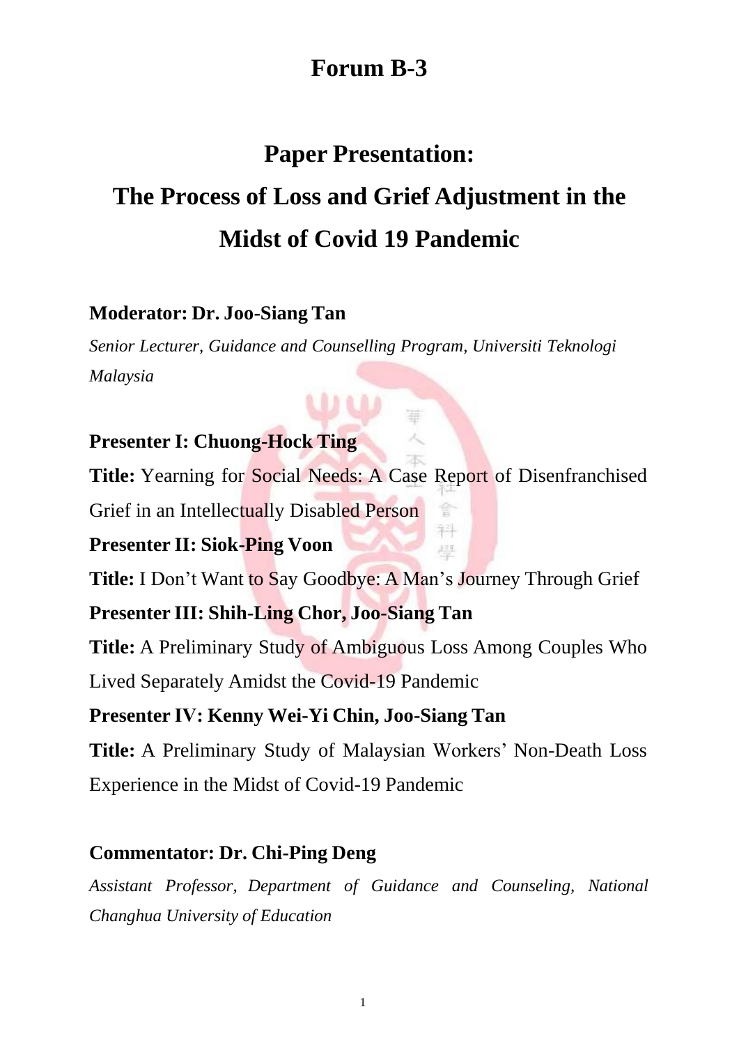# Forum B-3

## Paper Presentation:

## The Process of Loss and Grief Adjustment in the Midst of Covid 19 Pandemic

**Moderator: Dr. Joo-Siang Tan**

*Senior Lecturer, Guidance and Counselling Program, Universiti Teknologi Malaysia*

**Presenter I: Chuong-Hock Ting**

**Title:** Yearning for Social Needs: A Case Report of Disenfranchised Grief in an Intellectually Disabled Person

**Presenter II: Siok-Ping Voon**

**Title:** I Don't Want to Say Goodbye: A Man's Journey Through Grief

**Presenter III: Shih-Ling Chor, Joo-Siang Tan**

**Title:** A Preliminary Study of Ambiguous Loss Among Couples Who Lived Separately Amidst the Covid-19 Pandemic

**Presenter IV: Kenny Wei-Yi Chin, Joo-Siang Tan**

**Title:** A Preliminary Study of Malaysian Workers' Non-Death Loss Experience in the Midst of Covid-19 Pandemic

**Commentator: Dr. Chi-Ping Deng**

*Assistant Professor, Department of Guidance and Counseling, National Changhua University of Education*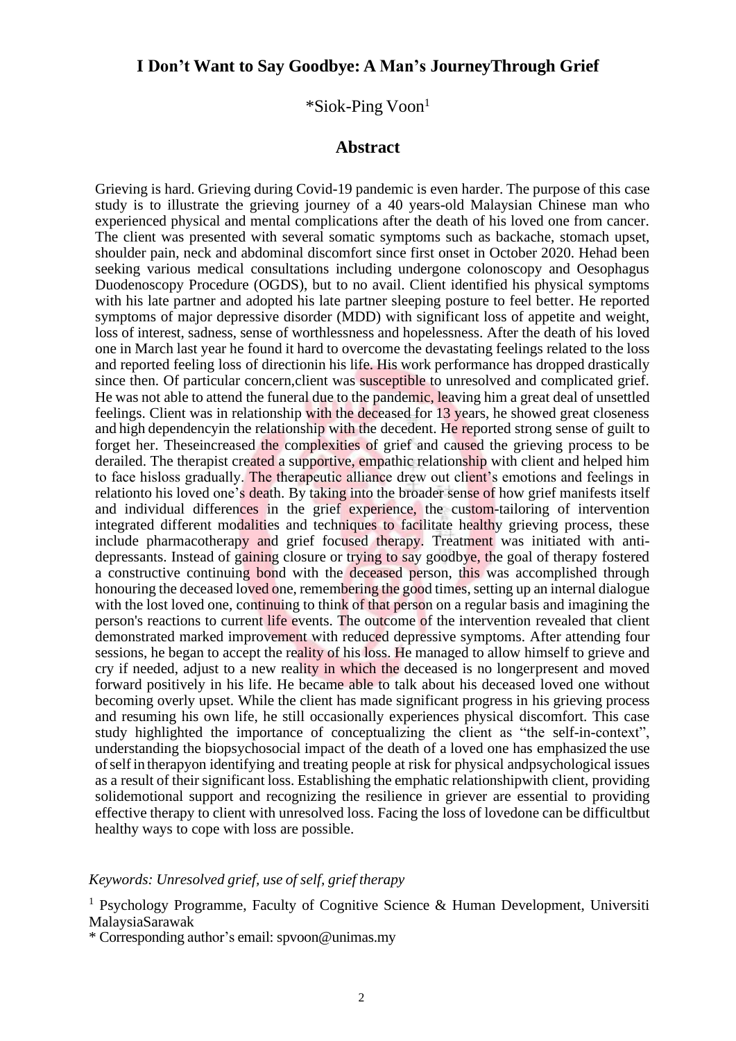## I Don't Want to Say Goodbye: A Man's JourneyThrough Grief

*Siok-Ping Voon[1]

### Abstract

Grieving is hard. Grieving during Covid-19 pandemic is even harder. The purpose of this case study is to illustrate the grieving journey of a 40 years-old Malaysian Chinese man who experienced physical and mental complications after the death of his loved one from cancer. The client was presented with several somatic symptoms such as backache, stomach upset, shoulder pain, neck and abdominal discomfort since first onset in October 2020. Hehad been seeking various medical consultations including undergone colonoscopy and Oesophagus Duodenoscopy Procedure (OGDS), but to no avail. Client identified his physical symptoms with his late partner and adopted his late partner sleeping posture to feel better. He reported symptoms of major depressive disorder (MDD) with significant loss of appetite and weight, loss of interest, sadness, sense of worthlessness and hopelessness. After the death of his loved one in March last year he found it hard to overcome the devastating feelings related to the loss and reported feeling loss of directionin his life. His work performance has dropped drastically since then. Of particular concern,client was susceptible to unresolved and complicated grief. He was not able to attend the funeral due to the pandemic, leaving him a great deal of unsettled feelings. Client was in relationship with the deceased for 13 years, he showed great closeness and high dependencyin the relationship with the decedent. He reported strong sense of guilt to forget her. Theseincreased the complexities of grief and caused the grieving process to be derailed. The therapist created a supportive, empathic relationship with client and helped him to face hisloss gradually. The therapeutic alliance drew out client's emotions and feelings in relationto his loved one's death. By taking into the broader sense of how grief manifests itself and individual differences in the grief experience, the custom-tailoring of intervention integrated different modalities and techniques to facilitate healthy grieving process, these include pharmacotherapy and grief focused therapy. Treatment was initiated with anti-depressants. Instead of gaining closure or trying to say goodbye, the goal of therapy fostered a constructive continuing bond with the deceased person, this was accomplished through honouring the deceased loved one, remembering the good times, setting up an internal dialogue with the lost loved one, continuing to think of that person on a regular basis and imagining the person's reactions to current life events. The outcome of the intervention revealed that client demonstrated marked improvement with reduced depressive symptoms. After attending four sessions, he began to accept the reality of his loss. He managed to allow himself to grieve and cry if needed, adjust to a new reality in which the deceased is no longerpresent and moved forward positively in his life. He became able to talk about his deceased loved one without becoming overly upset. While the client has made significant progress in his grieving process and resuming his own life, he still occasionally experiences physical discomfort. This case study highlighted the importance of conceptualizing the client as "the self-in-context", understanding the biopsychosocial impact of the death of a loved one has emphasized the use of self in therapyon identifying and treating people at risk for physical andpsychological issues as a result of their significant loss. Establishing the emphatic relationshipwith client, providing solidemotional support and recognizing the resilience in griever are essential to providing effective therapy to client with unresolved loss. Facing the loss of lovedone can be difficultbut healthy ways to cope with loss are possible.

*Keywords: Unresolved grief, use of self, grief therapy*

[1] Psychology Programme, Faculty of Cognitive Science & Human Development, Universiti MalaysiaSarawak

* Corresponding author's email: spvoon@unimas.my